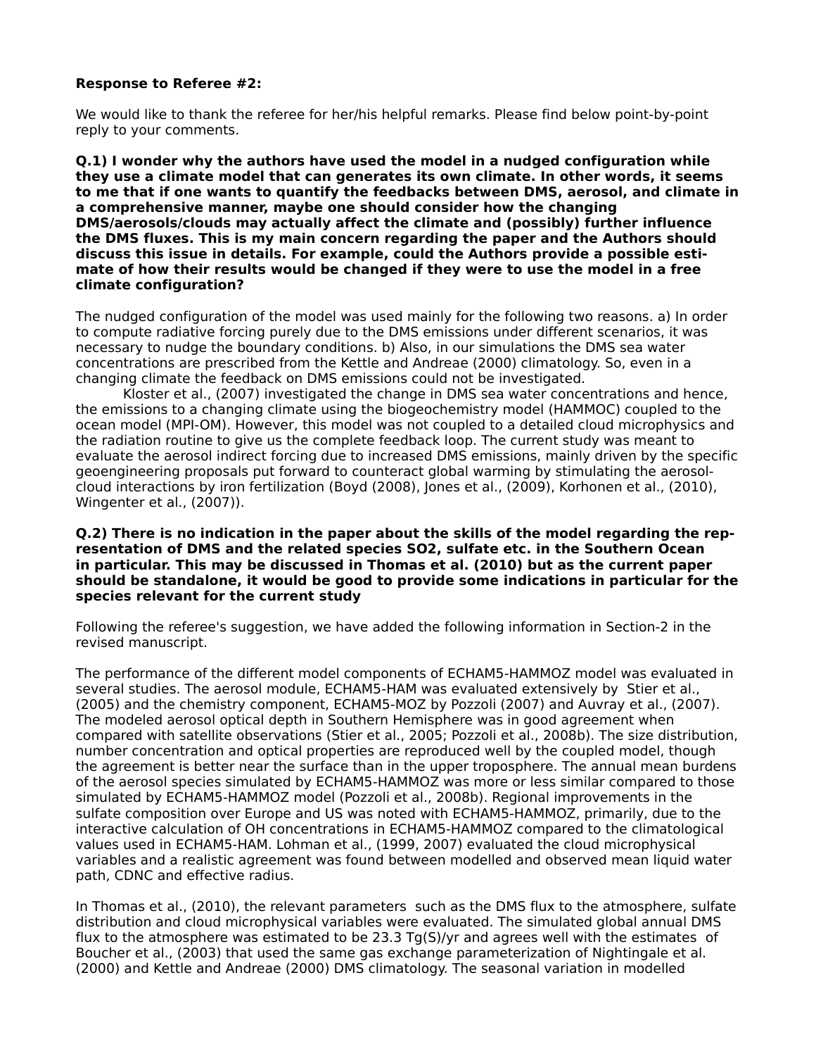**Response to Referee #2:**

We would like to thank the referee for her/his helpful remarks. Please find below point-by-point reply to your comments.

**Q.1) I wonder why the authors have used the model in a nudged configuration while they use a climate model that can generates its own climate. In other words, it seems to me that if one wants to quantify the feedbacks between DMS, aerosol, and climate in a comprehensive manner, maybe one should consider how the changing DMS/aerosols/clouds may actually affect the climate and (possibly) further influence the DMS fluxes. This is my main concern regarding the paper and the Authors should discuss this issue in details. For example, could the Authors provide a possible estimate of how their results would be changed if they were to use the model in a free climate configuration?**

The nudged configuration of the model was used mainly for the following two reasons. a) In order to compute radiative forcing purely due to the DMS emissions under different scenarios, it was necessary to nudge the boundary conditions. b) Also, in our simulations the DMS sea water concentrations are prescribed from the Kettle and Andreae (2000) climatology. So, even in a changing climate the feedback on DMS emissions could not be investigated.

Kloster et al., (2007) investigated the change in DMS sea water concentrations and hence, the emissions to a changing climate using the biogeochemistry model (HAMMOC) coupled to the ocean model (MPI-OM). However, this model was not coupled to a detailed cloud microphysics and the radiation routine to give us the complete feedback loop. The current study was meant to evaluate the aerosol indirect forcing due to increased DMS emissions, mainly driven by the specific geoengineering proposals put forward to counteract global warming by stimulating the aerosol-cloud interactions by iron fertilization (Boyd (2008), Jones et al., (2009), Korhonen et al., (2010), Wingenter et al., (2007)).

**Q.2) There is no indication in the paper about the skills of the model regarding the representation of DMS and the related species SO2, sulfate etc. in the Southern Ocean in particular. This may be discussed in Thomas et al. (2010) but as the current paper should be standalone, it would be good to provide some indications in particular for the species relevant for the current study**

Following the referee's suggestion, we have added the following information in Section-2 in the revised manuscript.

The performance of the different model components of ECHAM5-HAMMOZ model was evaluated in several studies. The aerosol module, ECHAM5-HAM was evaluated extensively by Stier et al., (2005) and the chemistry component, ECHAM5-MOZ by Pozzoli (2007) and Auvray et al., (2007). The modeled aerosol optical depth in Southern Hemisphere was in good agreement when compared with satellite observations (Stier et al., 2005; Pozzoli et al., 2008b). The size distribution, number concentration and optical properties are reproduced well by the coupled model, though the agreement is better near the surface than in the upper troposphere. The annual mean burdens of the aerosol species simulated by ECHAM5-HAMMOZ was more or less similar compared to those simulated by ECHAM5-HAMMOZ model (Pozzoli et al., 2008b). Regional improvements in the sulfate composition over Europe and US was noted with ECHAM5-HAMMOZ, primarily, due to the interactive calculation of OH concentrations in ECHAM5-HAMMOZ compared to the climatological values used in ECHAM5-HAM. Lohman et al., (1999, 2007) evaluated the cloud microphysical variables and a realistic agreement was found between modelled and observed mean liquid water path, CDNC and effective radius.

In Thomas et al., (2010), the relevant parameters such as the DMS flux to the atmosphere, sulfate distribution and cloud microphysical variables were evaluated. The simulated global annual DMS flux to the atmosphere was estimated to be 23.3 Tg(S)/yr and agrees well with the estimates of Boucher et al., (2003) that used the same gas exchange parameterization of Nightingale et al. (2000) and Kettle and Andreae (2000) DMS climatology. The seasonal variation in modelled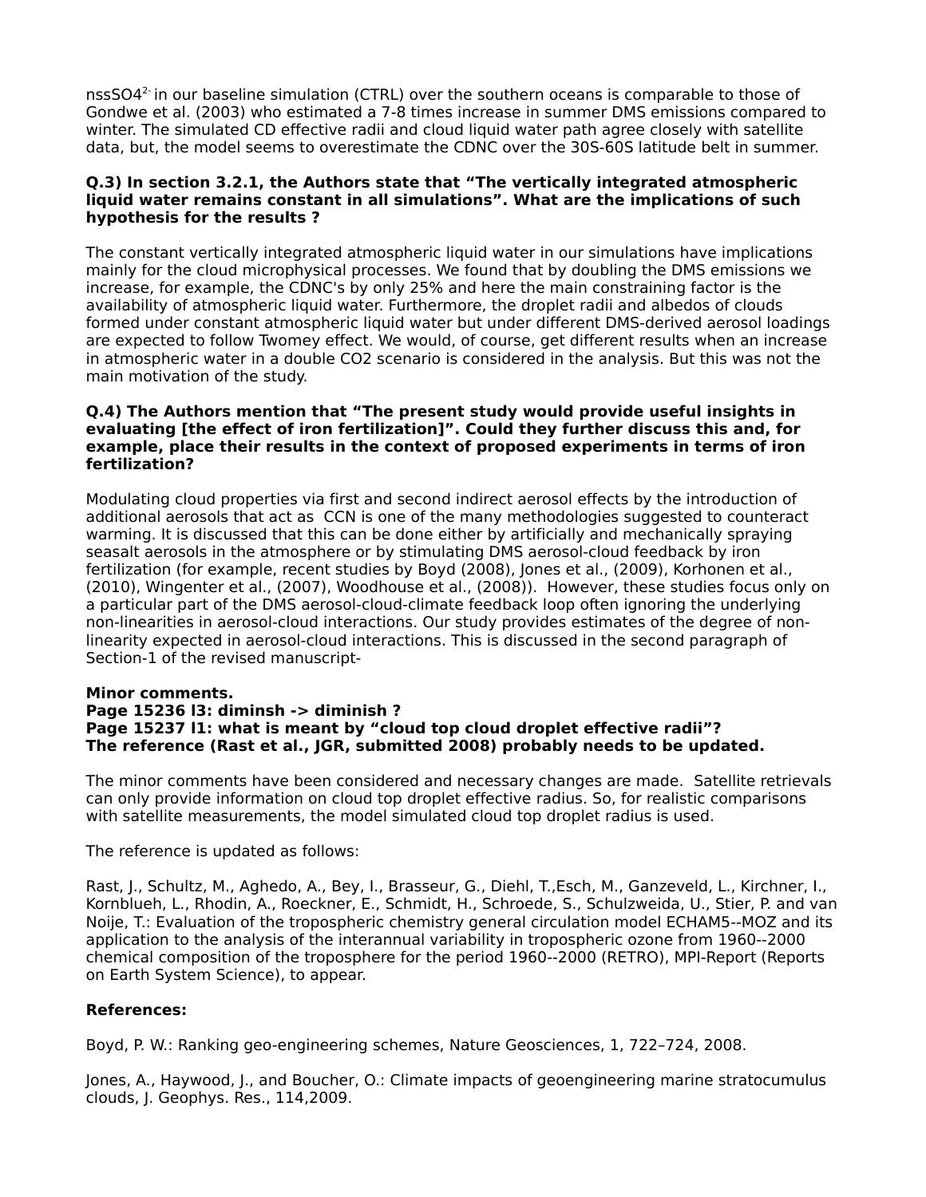$nssSO4^{2-}$ in our baseline simulation (CTRL) over the southern oceans is comparable to those of Gondwe et al. (2003) who estimated a 7-8 times increase in summer DMS emissions compared to winter. The simulated CD effective radii and cloud liquid water path agree closely with satellite data, but, the model seems to overestimate the CDNC over the 30S-60S latitude belt in summer.

**Q.3) In section 3.2.1, the Authors state that "The vertically integrated atmospheric liquid water remains constant in all simulations". What are the implications of such hypothesis for the results ?**

The constant vertically integrated atmospheric liquid water in our simulations have implications mainly for the cloud microphysical processes. We found that by doubling the DMS emissions we increase, for example, the CDNC's by only 25% and here the main constraining factor is the availability of atmospheric liquid water. Furthermore, the droplet radii and albedos of clouds formed under constant atmospheric liquid water but under different DMS-derived aerosol loadings are expected to follow Twomey effect. We would, of course, get different results when an increase in atmospheric water in a double CO2 scenario is considered in the analysis. But this was not the main motivation of the study.

**Q.4) The Authors mention that "The present study would provide useful insights in evaluating [the effect of iron fertilization]". Could they further discuss this and, for example, place their results in the context of proposed experiments in terms of iron fertilization?**

Modulating cloud properties via first and second indirect aerosol effects by the introduction of additional aerosols that act as CCN is one of the many methodologies suggested to counteract warming. It is discussed that this can be done either by artificially and mechanically spraying seasalt aerosols in the atmosphere or by stimulating DMS aerosol-cloud feedback by iron fertilization (for example, recent studies by Boyd (2008), Jones et al., (2009), Korhonen et al., (2010), Wingenter et al., (2007), Woodhouse et al., (2008)). However, these studies focus only on a particular part of the DMS aerosol-cloud-climate feedback loop often ignoring the underlying non-linearities in aerosol-cloud interactions. Our study provides estimates of the degree of non-linearity expected in aerosol-cloud interactions. This is discussed in the second paragraph of Section-1 of the revised manuscript-

**Minor comments.**
**Page 15236 l3: diminsh -> diminish ?**
**Page 15237 l1: what is meant by "cloud top cloud droplet effective radii"?**
**The reference (Rast et al., JGR, submitted 2008) probably needs to be updated.**

The minor comments have been considered and necessary changes are made. Satellite retrievals can only provide information on cloud top droplet effective radius. So, for realistic comparisons with satellite measurements, the model simulated cloud top droplet radius is used.

The reference is updated as follows:

Rast, J., Schultz, M., Aghedo, A., Bey, I., Brasseur, G., Diehl, T.,Esch, M., Ganzeveld, L., Kirchner, I., Kornblueh, L., Rhodin, A., Roeckner, E., Schmidt, H., Schroede, S., Schulzweida, U., Stier, P. and van Noije, T.: Evaluation of the tropospheric chemistry general circulation model ECHAM5--MOZ and its application to the analysis of the interannual variability in tropospheric ozone from 1960--2000 chemical composition of the troposphere for the period 1960--2000 (RETRO), MPI-Report (Reports on Earth System Science), to appear.

**References:**

Boyd, P. W.: Ranking geo-engineering schemes, Nature Geosciences, 1, 722–724, 2008.

Jones, A., Haywood, J., and Boucher, O.: Climate impacts of geoengineering marine stratocumulus clouds, J. Geophys. Res., 114,2009.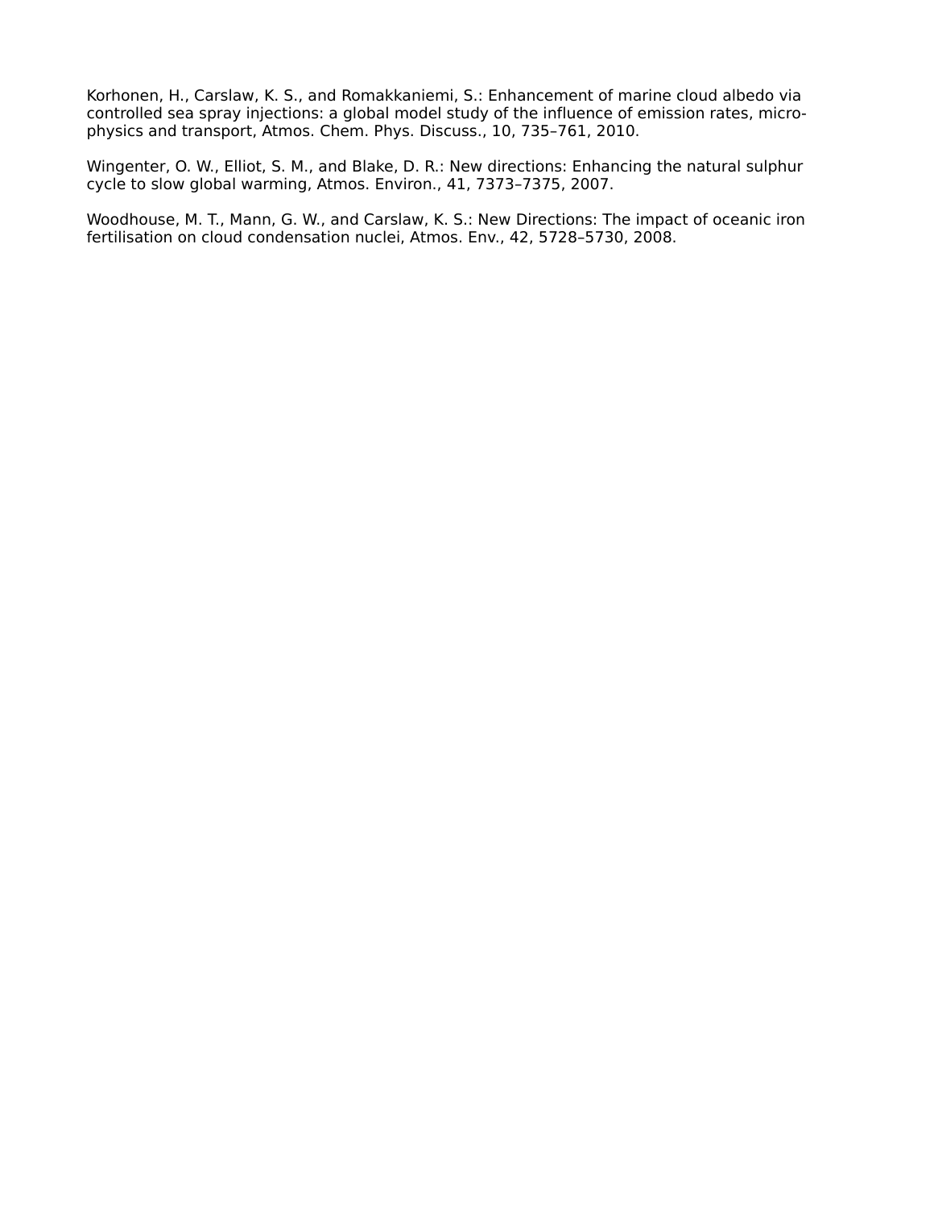Korhonen, H., Carslaw, K. S., and Romakkaniemi, S.: Enhancement of marine cloud albedo via controlled sea spray injections: a global model study of the influence of emission rates, microphysics and transport, Atmos. Chem. Phys. Discuss., 10, 735–761, 2010.

Wingenter, O. W., Elliot, S. M., and Blake, D. R.: New directions: Enhancing the natural sulphur cycle to slow global warming, Atmos. Environ., 41, 7373–7375, 2007.

Woodhouse, M. T., Mann, G. W., and Carslaw, K. S.: New Directions: The impact of oceanic iron fertilisation on cloud condensation nuclei, Atmos. Env., 42, 5728–5730, 2008.